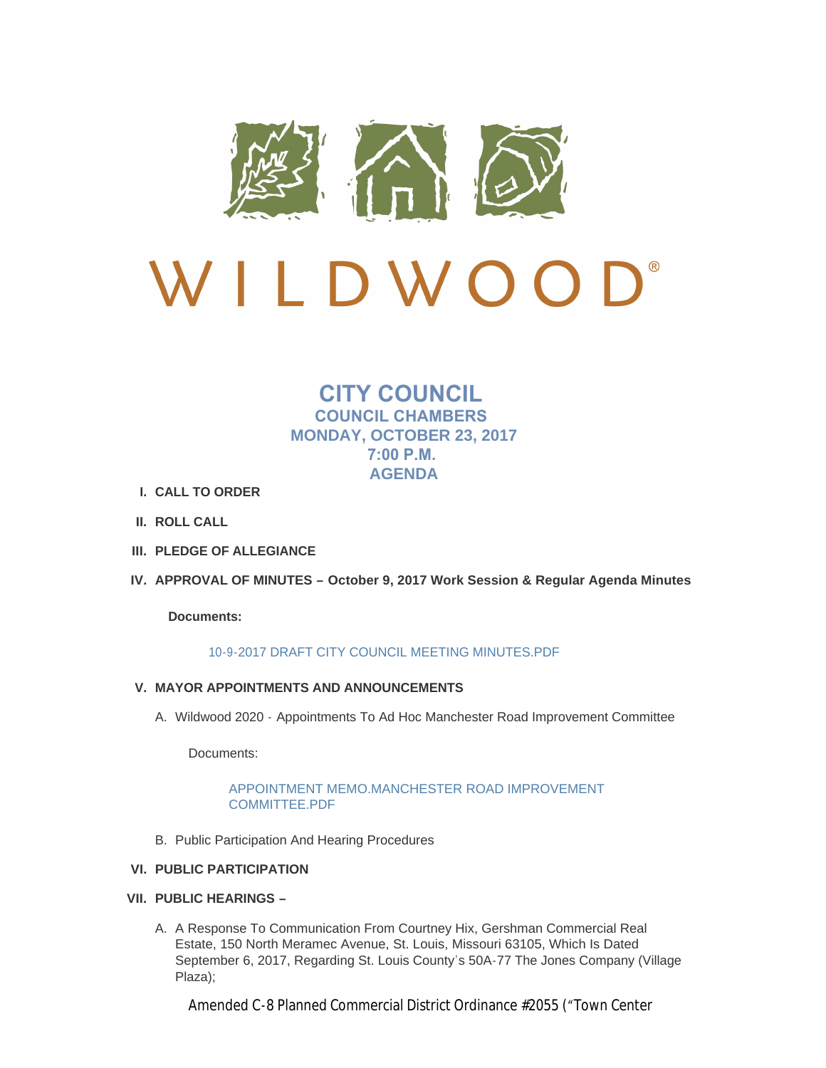# WILDWOOD®

## CITY COUNCIL
### COUNCIL CHAMBERS
### MONDAY, OCTOBER 23, 2017
### 7:00 P.M.
### AGENDA

I. **CALL TO ORDER**

II. **ROLL CALL**

III. **PLEDGE OF ALLEGIANCE**

IV. **APPROVAL OF MINUTES – October 9, 2017 Work Session & Regular Agenda Minutes**

**Documents:**

10-9-2017 DRAFT CITY COUNCIL MEETING MINUTES.PDF

V. **MAYOR APPOINTMENTS AND ANNOUNCEMENTS**

A. Wildwood 2020 - Appointments To Ad Hoc Manchester Road Improvement Committee

Documents:

APPOINTMENT MEMO.MANCHESTER ROAD IMPROVEMENT COMMITTEE.PDF

B. Public Participation And Hearing Procedures

VI. **PUBLIC PARTICIPATION**

VII. **PUBLIC HEARINGS –**

A. A Response To Communication From Courtney Hix, Gershman Commercial Real Estate, 150 North Meramec Avenue, St. Louis, Missouri 63105, Which Is Dated September 6, 2017, Regarding St. Louis County's 50A-77 The Jones Company (Village Plaza);

Amended C-8 Planned Commercial District Ordinance #2055 ("Town Center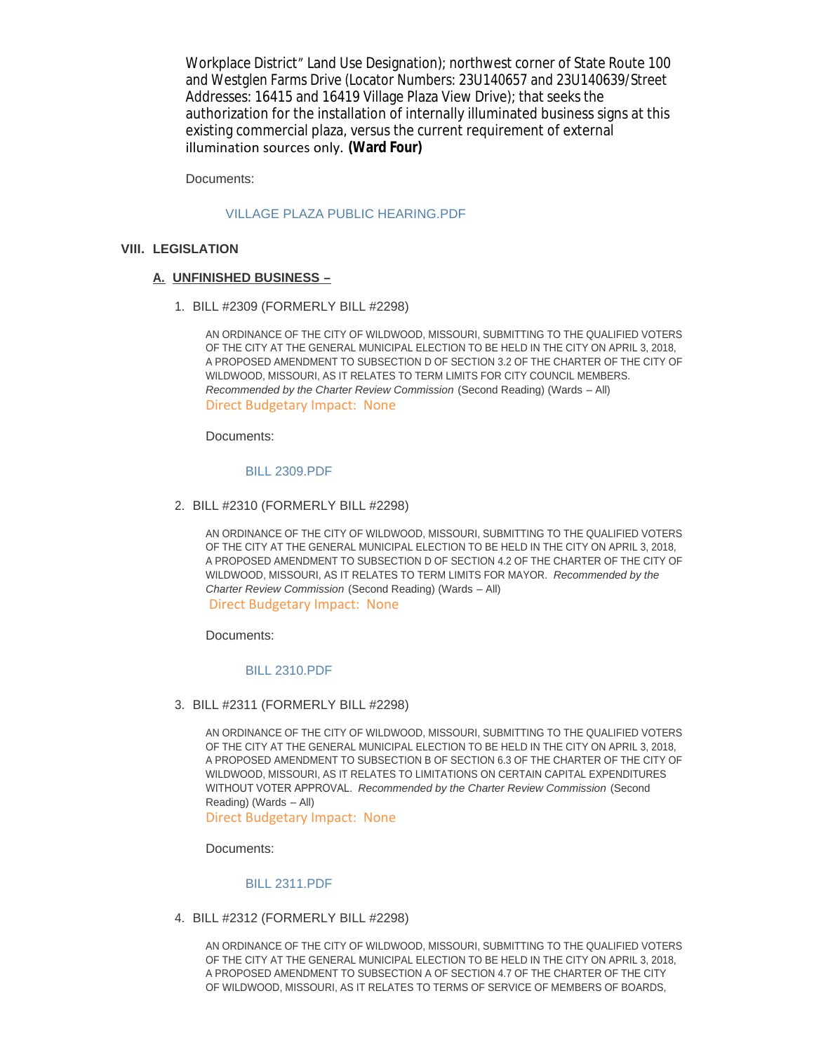Workplace District" Land Use Designation); northwest corner of State Route 100 and Westglen Farms Drive (Locator Numbers: 23U140657 and 23U140639/Street Addresses: 16415 and 16419 Village Plaza View Drive); that seeks the authorization for the installation of internally illuminated business signs at this existing commercial plaza, versus the current requirement of external illumination sources only. **(Ward Four)**

Documents:

VILLAGE PLAZA PUBLIC HEARING.PDF

## VIII. LEGISLATION

### A. UNFINISHED BUSINESS –

1. BILL #2309 (FORMERLY BILL #2298)

   AN ORDINANCE OF THE CITY OF WILDWOOD, MISSOURI, SUBMITTING TO THE QUALIFIED VOTERS OF THE CITY AT THE GENERAL MUNICIPAL ELECTION TO BE HELD IN THE CITY ON APRIL 3, 2018, A PROPOSED AMENDMENT TO SUBSECTION D OF SECTION 3.2 OF THE CHARTER OF THE CITY OF WILDWOOD, MISSOURI, AS IT RELATES TO TERM LIMITS FOR CITY COUNCIL MEMBERS. *Recommended by the Charter Review Commission* (Second Reading) (Wards – All)
   Direct Budgetary Impact: None

   Documents:

   BILL 2309.PDF

2. BILL #2310 (FORMERLY BILL #2298)

   AN ORDINANCE OF THE CITY OF WILDWOOD, MISSOURI, SUBMITTING TO THE QUALIFIED VOTERS OF THE CITY AT THE GENERAL MUNICIPAL ELECTION TO BE HELD IN THE CITY ON APRIL 3, 2018, A PROPOSED AMENDMENT TO SUBSECTION D OF SECTION 4.2 OF THE CHARTER OF THE CITY OF WILDWOOD, MISSOURI, AS IT RELATES TO TERM LIMITS FOR MAYOR. *Recommended by the Charter Review Commission* (Second Reading) (Wards – All)
   Direct Budgetary Impact: None

   Documents:

   BILL 2310.PDF

3. BILL #2311 (FORMERLY BILL #2298)

   AN ORDINANCE OF THE CITY OF WILDWOOD, MISSOURI, SUBMITTING TO THE QUALIFIED VOTERS OF THE CITY AT THE GENERAL MUNICIPAL ELECTION TO BE HELD IN THE CITY ON APRIL 3, 2018, A PROPOSED AMENDMENT TO SUBSECTION B OF SECTION 6.3 OF THE CHARTER OF THE CITY OF WILDWOOD, MISSOURI, AS IT RELATES TO LIMITATIONS ON CERTAIN CAPITAL EXPENDITURES WITHOUT VOTER APPROVAL. *Recommended by the Charter Review Commission* (Second Reading) (Wards – All)
   Direct Budgetary Impact: None

   Documents:

   BILL 2311.PDF

4. BILL #2312 (FORMERLY BILL #2298)

   AN ORDINANCE OF THE CITY OF WILDWOOD, MISSOURI, SUBMITTING TO THE QUALIFIED VOTERS OF THE CITY AT THE GENERAL MUNICIPAL ELECTION TO BE HELD IN THE CITY ON APRIL 3, 2018, A PROPOSED AMENDMENT TO SUBSECTION A OF SECTION 4.7 OF THE CHARTER OF THE CITY OF WILDWOOD, MISSOURI, AS IT RELATES TO TERMS OF SERVICE OF MEMBERS OF BOARDS,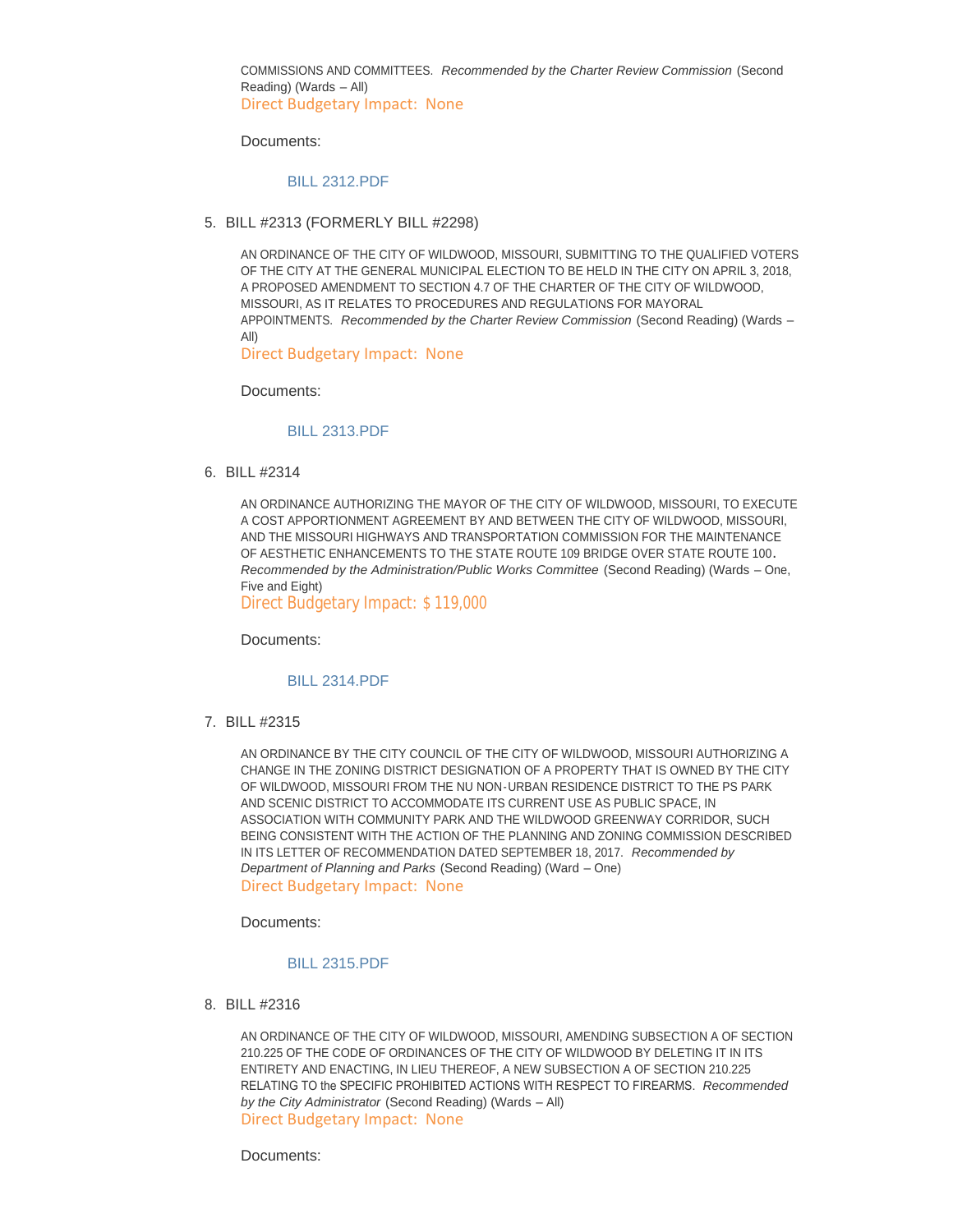COMMISSIONS AND COMMITTEES. *Recommended by the Charter Review Commission* (Second Reading) (Wards – All)
Direct Budgetary Impact: None

Documents:

BILL 2312.PDF

5. BILL #2313 (FORMERLY BILL #2298)

AN ORDINANCE OF THE CITY OF WILDWOOD, MISSOURI, SUBMITTING TO THE QUALIFIED VOTERS OF THE CITY AT THE GENERAL MUNICIPAL ELECTION TO BE HELD IN THE CITY ON APRIL 3, 2018, A PROPOSED AMENDMENT TO SECTION 4.7 OF THE CHARTER OF THE CITY OF WILDWOOD, MISSOURI, AS IT RELATES TO PROCEDURES AND REGULATIONS FOR MAYORAL APPOINTMENTS. *Recommended by the Charter Review Commission* (Second Reading) (Wards – All)
Direct Budgetary Impact: None

Documents:

BILL 2313.PDF

6. BILL #2314

AN ORDINANCE AUTHORIZING THE MAYOR OF THE CITY OF WILDWOOD, MISSOURI, TO EXECUTE A COST APPORTIONMENT AGREEMENT BY AND BETWEEN THE CITY OF WILDWOOD, MISSOURI, AND THE MISSOURI HIGHWAYS AND TRANSPORTATION COMMISSION FOR THE MAINTENANCE OF AESTHETIC ENHANCEMENTS TO THE STATE ROUTE 109 BRIDGE OVER STATE ROUTE 100. *Recommended by the Administration/Public Works Committee* (Second Reading) (Wards – One, Five and Eight)
Direct Budgetary Impact: $ 119,000

Documents:

BILL 2314.PDF

7. BILL #2315

AN ORDINANCE BY THE CITY COUNCIL OF THE CITY OF WILDWOOD, MISSOURI AUTHORIZING A CHANGE IN THE ZONING DISTRICT DESIGNATION OF A PROPERTY THAT IS OWNED BY THE CITY OF WILDWOOD, MISSOURI FROM THE NU NON-URBAN RESIDENCE DISTRICT TO THE PS PARK AND SCENIC DISTRICT TO ACCOMMODATE ITS CURRENT USE AS PUBLIC SPACE, IN ASSOCIATION WITH COMMUNITY PARK AND THE WILDWOOD GREENWAY CORRIDOR, SUCH BEING CONSISTENT WITH THE ACTION OF THE PLANNING AND ZONING COMMISSION DESCRIBED IN ITS LETTER OF RECOMMENDATION DATED SEPTEMBER 18, 2017. *Recommended by Department of Planning and Parks* (Second Reading) (Ward – One)
Direct Budgetary Impact: None

Documents:

BILL 2315.PDF

8. BILL #2316

AN ORDINANCE OF THE CITY OF WILDWOOD, MISSOURI, AMENDING SUBSECTION A OF SECTION 210.225 OF THE CODE OF ORDINANCES OF THE CITY OF WILDWOOD BY DELETING IT IN ITS ENTIRETY AND ENACTING, IN LIEU THEREOF, A NEW SUBSECTION A OF SECTION 210.225 RELATING TO the SPECIFIC PROHIBITED ACTIONS WITH RESPECT TO FIREARMS. *Recommended by the City Administrator* (Second Reading) (Wards – All)
Direct Budgetary Impact: None

Documents: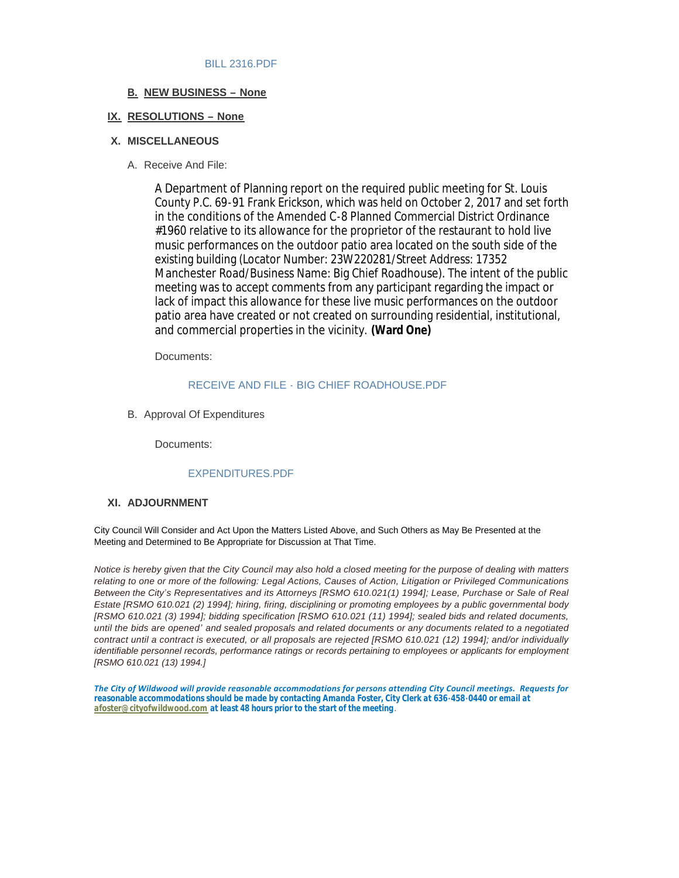BILL 2316.PDF

**B. NEW BUSINESS – None**

## IX. RESOLUTIONS – None

## X. MISCELLANEOUS

A. Receive And File:

A Department of Planning report on the required public meeting for St. Louis County P.C. 69-91 Frank Erickson, which was held on October 2, 2017 and set forth in the conditions of the Amended C-8 Planned Commercial District Ordinance #1960 relative to its allowance for the proprietor of the restaurant to hold live music performances on the outdoor patio area located on the south side of the existing building (Locator Number: 23W220281/Street Address: 17352 Manchester Road/Business Name: Big Chief Roadhouse). The intent of the public meeting was to accept comments from any participant regarding the impact or lack of impact this allowance for these live music performances on the outdoor patio area have created or not created on surrounding residential, institutional, and commercial properties in the vicinity. **(Ward One)**

Documents:

RECEIVE AND FILE - BIG CHIEF ROADHOUSE.PDF

B. Approval Of Expenditures

Documents:

EXPENDITURES.PDF

## XI. ADJOURNMENT

City Council Will Consider and Act Upon the Matters Listed Above, and Such Others as May Be Presented at the Meeting and Determined to Be Appropriate for Discussion at That Time.

*Notice is hereby given that the City Council may also hold a closed meeting for the purpose of dealing with matters relating to one or more of the following: Legal Actions, Causes of Action, Litigation or Privileged Communications Between the City's Representatives and its Attorneys [RSMO 610.021(1) 1994]; Lease, Purchase or Sale of Real Estate [RSMO 610.021 (2) 1994]; hiring, firing, disciplining or promoting employees by a public governmental body [RSMO 610.021 (3) 1994]; bidding specification [RSMO 610.021 (11) 1994]; sealed bids and related documents, until the bids are opened' and sealed proposals and related documents or any documents related to a negotiated contract until a contract is executed, or all proposals are rejected [RSMO 610.021 (12) 1994]; and/or individually identifiable personnel records, performance ratings or records pertaining to employees or applicants for employment [RSMO 610.021 (13) 1994.]*

***The City of Wildwood will provide reasonable accommodations for persons attending City Council meetings. Requests for reasonable accommodations should be made by contacting Amanda Foster, City Clerk at 636-458-0440 or email at afoster@cityofwildwood.com at least 48 hours prior to the start of the meeting.***